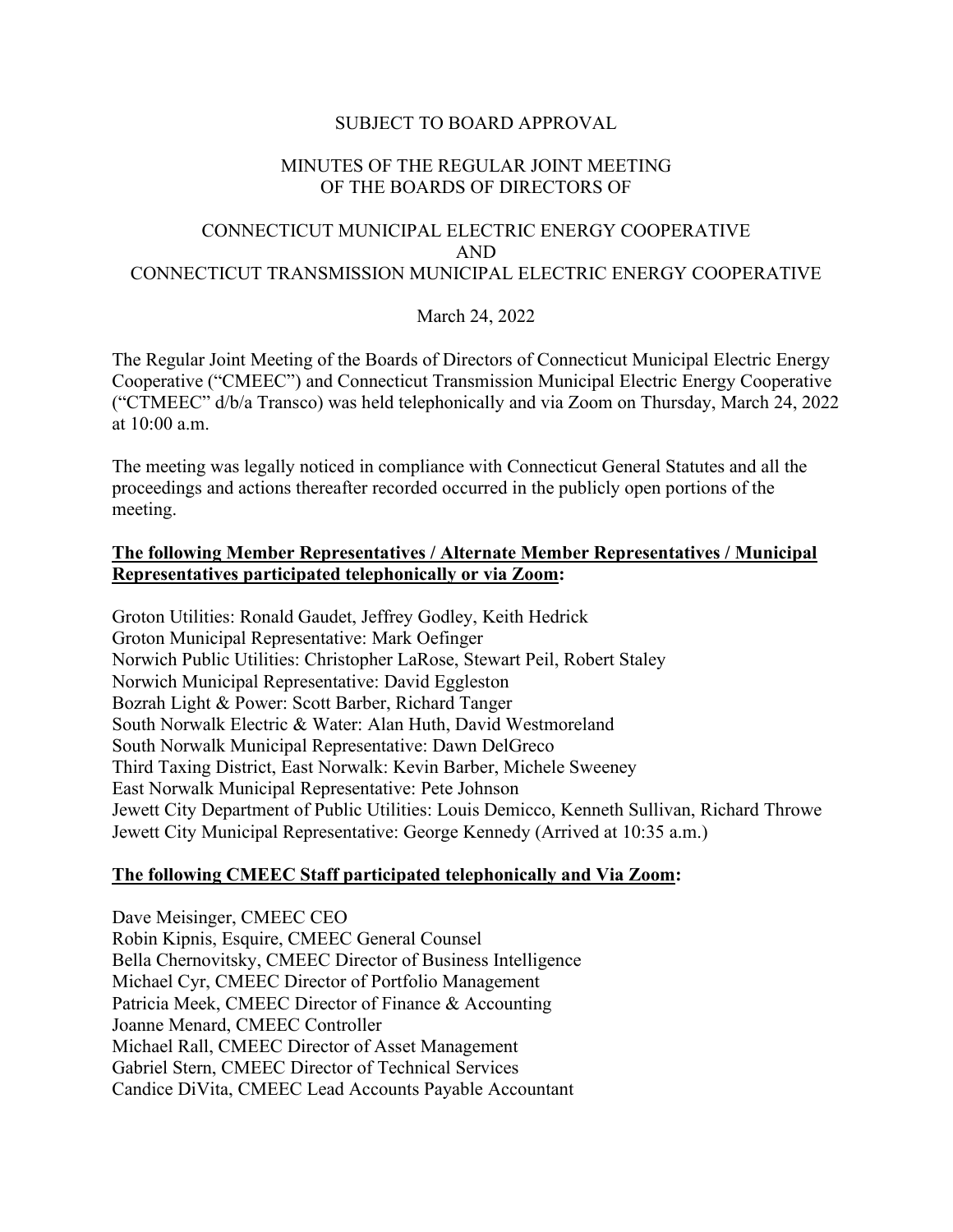SUBJECT TO BOARD APPROVAL

# MINUTES OF THE REGULAR JOINT MEETING OF THE BOARDS OF DIRECTORS OF

# CONNECTICUT MUNICIPAL ELECTRIC ENERGY COOPERATIVE AND CONNECTICUT TRANSMISSION MUNICIPAL ELECTRIC ENERGY COOPERATIVE

March 24, 2022

The Regular Joint Meeting of the Boards of Directors of Connecticut Municipal Electric Energy Cooperative ("CMEEC") and Connecticut Transmission Municipal Electric Energy Cooperative ("CTMEEC" d/b/a Transco) was held telephonically and via Zoom on Thursday, March 24, 2022 at 10:00 a.m.

The meeting was legally noticed in compliance with Connecticut General Statutes and all the proceedings and actions thereafter recorded occurred in the publicly open portions of the meeting.

**The following Member Representatives / Alternate Member Representatives / Municipal Representatives participated telephonically or via Zoom:**

Groton Utilities: Ronald Gaudet, Jeffrey Godley, Keith Hedrick
Groton Municipal Representative: Mark Oefinger
Norwich Public Utilities: Christopher LaRose, Stewart Peil, Robert Staley
Norwich Municipal Representative: David Eggleston
Bozrah Light & Power: Scott Barber, Richard Tanger
South Norwalk Electric & Water: Alan Huth, David Westmoreland
South Norwalk Municipal Representative: Dawn DelGreco
Third Taxing District, East Norwalk: Kevin Barber, Michele Sweeney
East Norwalk Municipal Representative: Pete Johnson
Jewett City Department of Public Utilities: Louis Demicco, Kenneth Sullivan, Richard Throwe
Jewett City Municipal Representative: George Kennedy (Arrived at 10:35 a.m.)

**The following CMEEC Staff participated telephonically and Via Zoom:**

Dave Meisinger, CMEEC CEO
Robin Kipnis, Esquire, CMEEC General Counsel
Bella Chernovitsky, CMEEC Director of Business Intelligence
Michael Cyr, CMEEC Director of Portfolio Management
Patricia Meek, CMEEC Director of Finance & Accounting
Joanne Menard, CMEEC Controller
Michael Rall, CMEEC Director of Asset Management
Gabriel Stern, CMEEC Director of Technical Services
Candice DiVita, CMEEC Lead Accounts Payable Accountant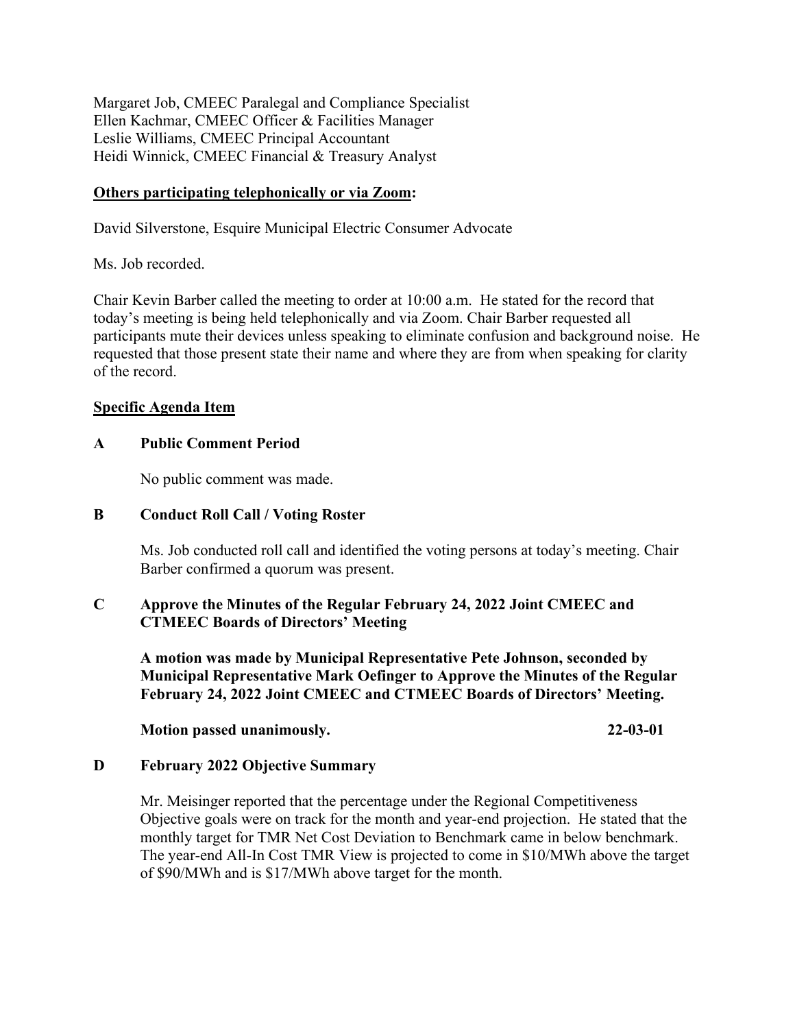Margaret Job, CMEEC Paralegal and Compliance Specialist
Ellen Kachmar, CMEEC Officer & Facilities Manager
Leslie Williams, CMEEC Principal Accountant
Heidi Winnick, CMEEC Financial & Treasury Analyst

**Others participating telephonically or via Zoom:**

David Silverstone, Esquire Municipal Electric Consumer Advocate

Ms. Job recorded.

Chair Kevin Barber called the meeting to order at 10:00 a.m. He stated for the record that today's meeting is being held telephonically and via Zoom. Chair Barber requested all participants mute their devices unless speaking to eliminate confusion and background noise. He requested that those present state their name and where they are from when speaking for clarity of the record.

**Specific Agenda Item**

**A Public Comment Period**

No public comment was made.

**B Conduct Roll Call / Voting Roster**

Ms. Job conducted roll call and identified the voting persons at today's meeting. Chair Barber confirmed a quorum was present.

**C Approve the Minutes of the Regular February 24, 2022 Joint CMEEC and CTMEEC Boards of Directors' Meeting**

**A motion was made by Municipal Representative Pete Johnson, seconded by Municipal Representative Mark Oefinger to Approve the Minutes of the Regular February 24, 2022 Joint CMEEC and CTMEEC Boards of Directors' Meeting.**

**Motion passed unanimously. 22-03-01**

**D February 2022 Objective Summary**

Mr. Meisinger reported that the percentage under the Regional Competitiveness Objective goals were on track for the month and year-end projection. He stated that the monthly target for TMR Net Cost Deviation to Benchmark came in below benchmark. The year-end All-In Cost TMR View is projected to come in $10/MWh above the target of $90/MWh and is $17/MWh above target for the month.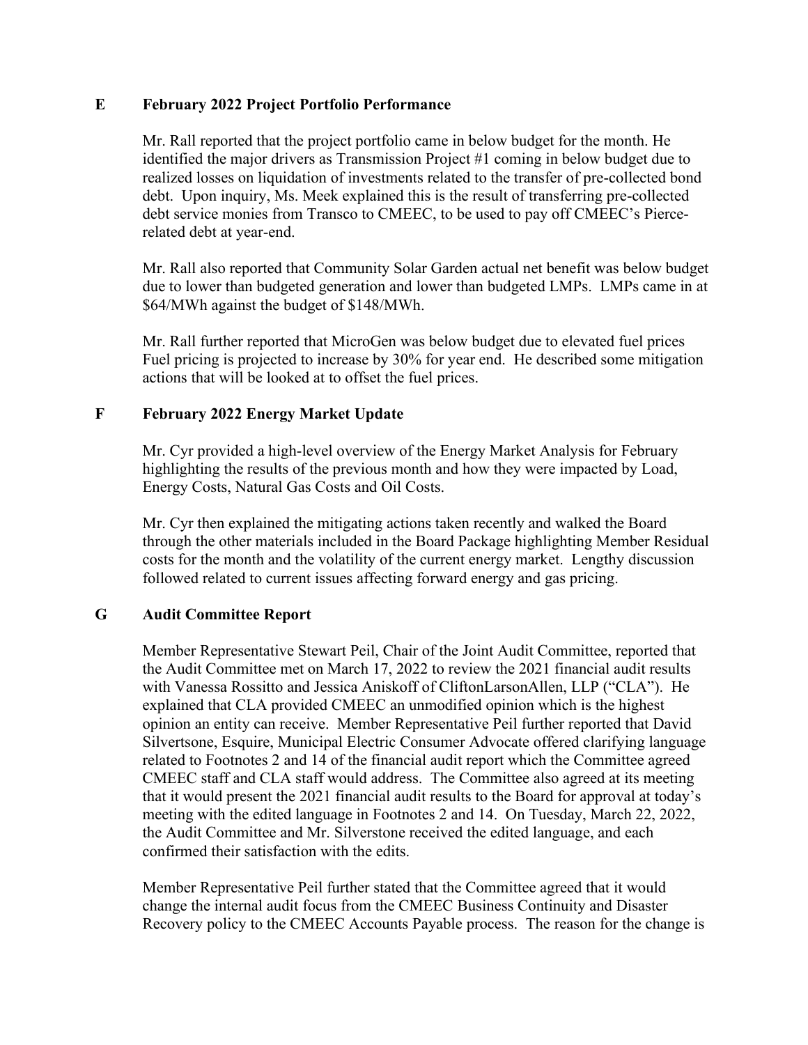**E February 2022 Project Portfolio Performance**

Mr. Rall reported that the project portfolio came in below budget for the month. He identified the major drivers as Transmission Project #1 coming in below budget due to realized losses on liquidation of investments related to the transfer of pre-collected bond debt. Upon inquiry, Ms. Meek explained this is the result of transferring pre-collected debt service monies from Transco to CMEEC, to be used to pay off CMEEC's Pierce-related debt at year-end.

Mr. Rall also reported that Community Solar Garden actual net benefit was below budget due to lower than budgeted generation and lower than budgeted LMPs. LMPs came in at \$64/MWh against the budget of \$148/MWh.

Mr. Rall further reported that MicroGen was below budget due to elevated fuel prices Fuel pricing is projected to increase by 30% for year end. He described some mitigation actions that will be looked at to offset the fuel prices.

**F February 2022 Energy Market Update**

Mr. Cyr provided a high-level overview of the Energy Market Analysis for February highlighting the results of the previous month and how they were impacted by Load, Energy Costs, Natural Gas Costs and Oil Costs.

Mr. Cyr then explained the mitigating actions taken recently and walked the Board through the other materials included in the Board Package highlighting Member Residual costs for the month and the volatility of the current energy market. Lengthy discussion followed related to current issues affecting forward energy and gas pricing.

**G Audit Committee Report**

Member Representative Stewart Peil, Chair of the Joint Audit Committee, reported that the Audit Committee met on March 17, 2022 to review the 2021 financial audit results with Vanessa Rossitto and Jessica Aniskoff of CliftonLarsonAllen, LLP ("CLA"). He explained that CLA provided CMEEC an unmodified opinion which is the highest opinion an entity can receive. Member Representative Peil further reported that David Silvertsone, Esquire, Municipal Electric Consumer Advocate offered clarifying language related to Footnotes 2 and 14 of the financial audit report which the Committee agreed CMEEC staff and CLA staff would address. The Committee also agreed at its meeting that it would present the 2021 financial audit results to the Board for approval at today's meeting with the edited language in Footnotes 2 and 14. On Tuesday, March 22, 2022, the Audit Committee and Mr. Silverstone received the edited language, and each confirmed their satisfaction with the edits.

Member Representative Peil further stated that the Committee agreed that it would change the internal audit focus from the CMEEC Business Continuity and Disaster Recovery policy to the CMEEC Accounts Payable process. The reason for the change is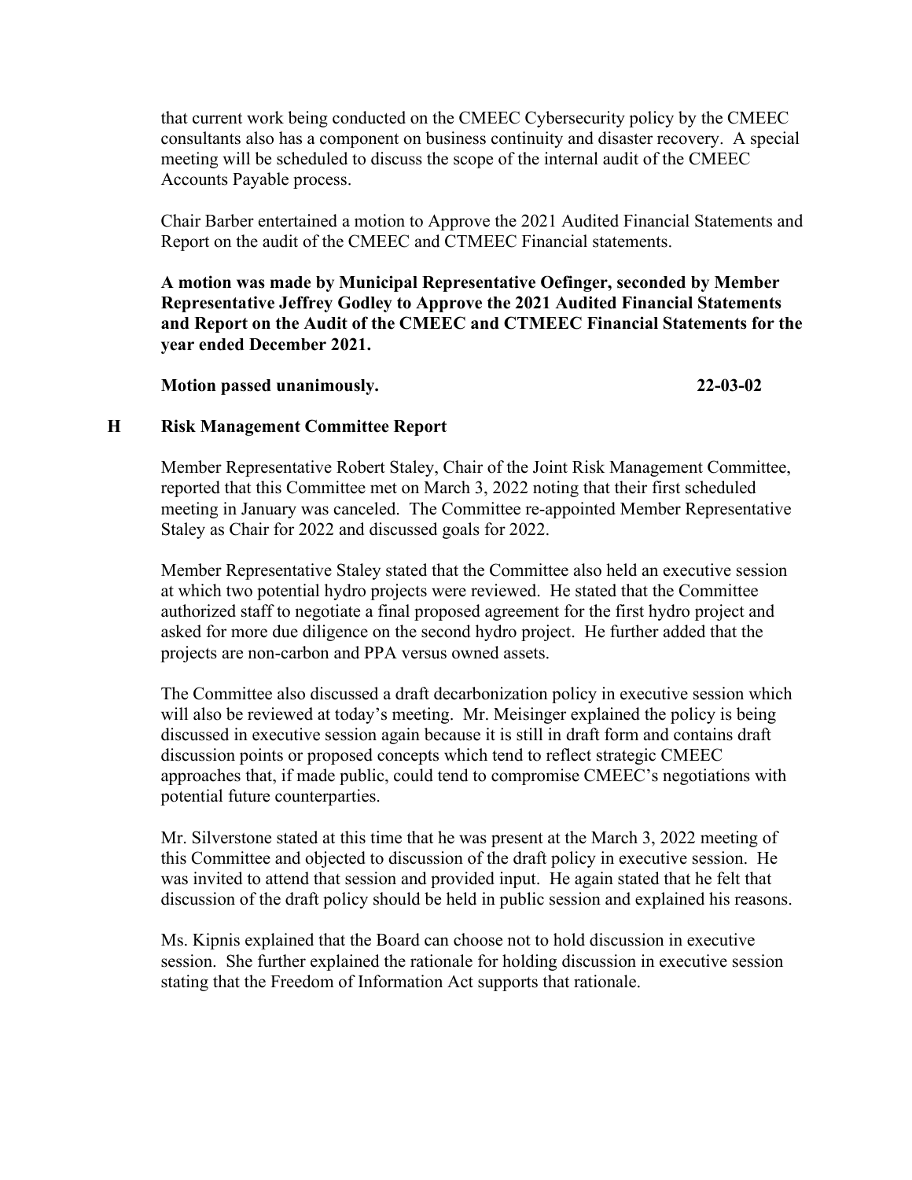that current work being conducted on the CMEEC Cybersecurity policy by the CMEEC consultants also has a component on business continuity and disaster recovery. A special meeting will be scheduled to discuss the scope of the internal audit of the CMEEC Accounts Payable process.

Chair Barber entertained a motion to Approve the 2021 Audited Financial Statements and Report on the audit of the CMEEC and CTMEEC Financial statements.

**A motion was made by Municipal Representative Oefinger, seconded by Member Representative Jeffrey Godley to Approve the 2021 Audited Financial Statements and Report on the Audit of the CMEEC and CTMEEC Financial Statements for the year ended December 2021.**

**Motion passed unanimously. 22-03-02**

## H Risk Management Committee Report

Member Representative Robert Staley, Chair of the Joint Risk Management Committee, reported that this Committee met on March 3, 2022 noting that their first scheduled meeting in January was canceled. The Committee re-appointed Member Representative Staley as Chair for 2022 and discussed goals for 2022.

Member Representative Staley stated that the Committee also held an executive session at which two potential hydro projects were reviewed. He stated that the Committee authorized staff to negotiate a final proposed agreement for the first hydro project and asked for more due diligence on the second hydro project. He further added that the projects are non-carbon and PPA versus owned assets.

The Committee also discussed a draft decarbonization policy in executive session which will also be reviewed at today's meeting. Mr. Meisinger explained the policy is being discussed in executive session again because it is still in draft form and contains draft discussion points or proposed concepts which tend to reflect strategic CMEEC approaches that, if made public, could tend to compromise CMEEC's negotiations with potential future counterparties.

Mr. Silverstone stated at this time that he was present at the March 3, 2022 meeting of this Committee and objected to discussion of the draft policy in executive session. He was invited to attend that session and provided input. He again stated that he felt that discussion of the draft policy should be held in public session and explained his reasons.

Ms. Kipnis explained that the Board can choose not to hold discussion in executive session. She further explained the rationale for holding discussion in executive session stating that the Freedom of Information Act supports that rationale.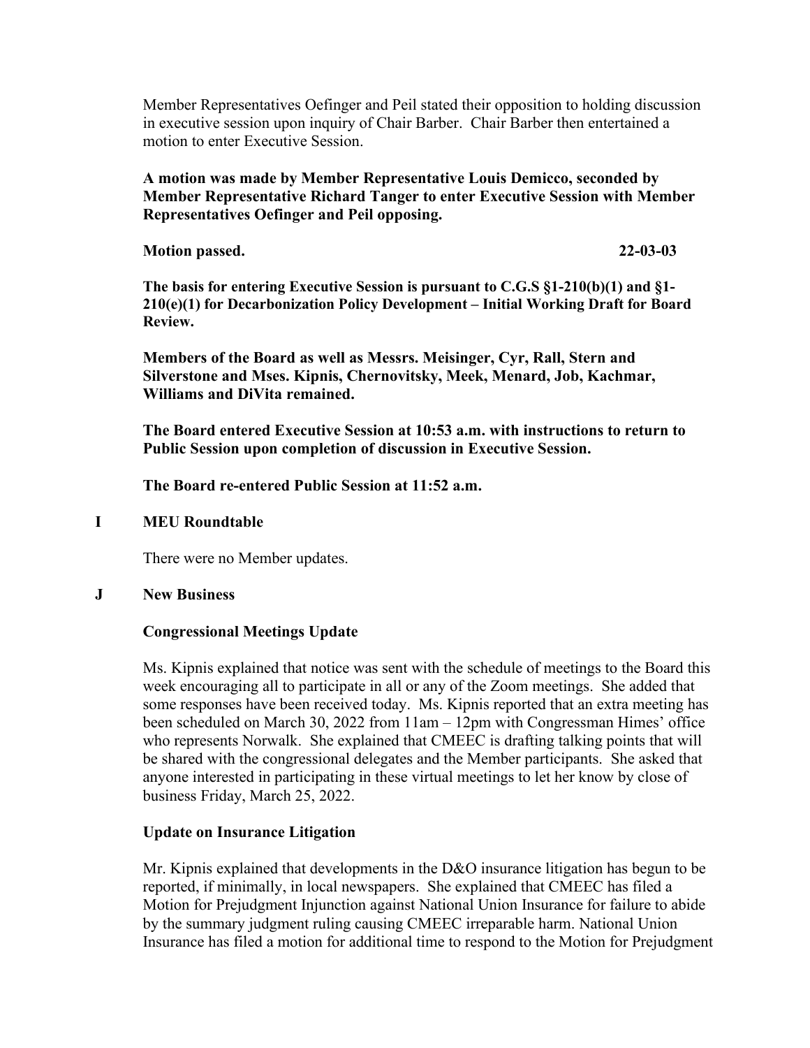Member Representatives Oefinger and Peil stated their opposition to holding discussion in executive session upon inquiry of Chair Barber. Chair Barber then entertained a motion to enter Executive Session.

**A motion was made by Member Representative Louis Demicco, seconded by Member Representative Richard Tanger to enter Executive Session with Member Representatives Oefinger and Peil opposing.**

**Motion passed. 22-03-03**

**The basis for entering Executive Session is pursuant to C.G.S §1-210(b)(1) and §1-210(e)(1) for Decarbonization Policy Development – Initial Working Draft for Board Review.**

**Members of the Board as well as Messrs. Meisinger, Cyr, Rall, Stern and Silverstone and Mses. Kipnis, Chernovitsky, Meek, Menard, Job, Kachmar, Williams and DiVita remained.**

**The Board entered Executive Session at 10:53 a.m. with instructions to return to Public Session upon completion of discussion in Executive Session.**

**The Board re-entered Public Session at 11:52 a.m.**

## I MEU Roundtable

There were no Member updates.

## J New Business

### Congressional Meetings Update

Ms. Kipnis explained that notice was sent with the schedule of meetings to the Board this week encouraging all to participate in all or any of the Zoom meetings. She added that some responses have been received today. Ms. Kipnis reported that an extra meeting has been scheduled on March 30, 2022 from 11am – 12pm with Congressman Himes' office who represents Norwalk. She explained that CMEEC is drafting talking points that will be shared with the congressional delegates and the Member participants. She asked that anyone interested in participating in these virtual meetings to let her know by close of business Friday, March 25, 2022.

### Update on Insurance Litigation

Mr. Kipnis explained that developments in the D&O insurance litigation has begun to be reported, if minimally, in local newspapers. She explained that CMEEC has filed a Motion for Prejudgment Injunction against National Union Insurance for failure to abide by the summary judgment ruling causing CMEEC irreparable harm. National Union Insurance has filed a motion for additional time to respond to the Motion for Prejudgment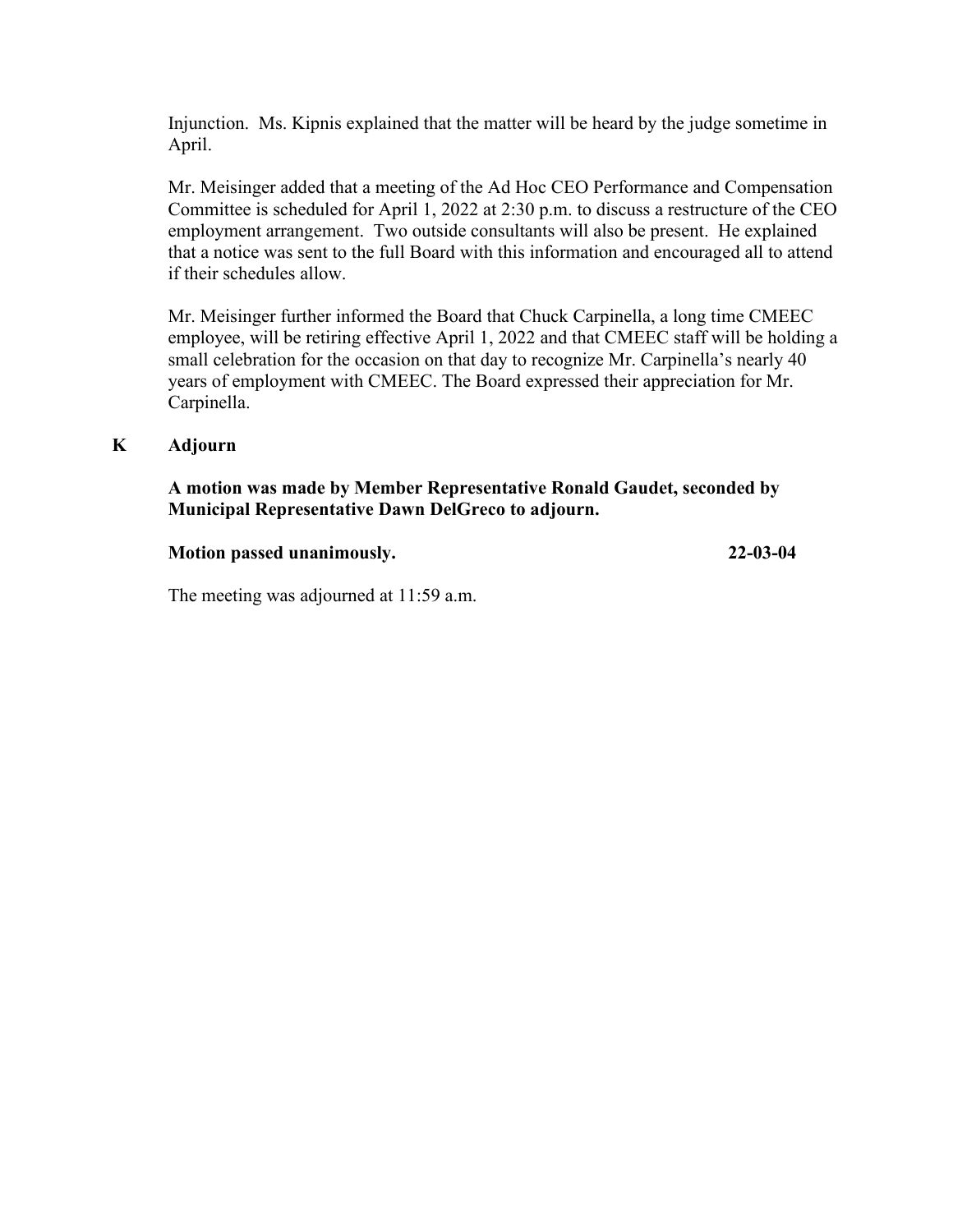Injunction. Ms. Kipnis explained that the matter will be heard by the judge sometime in April.

Mr. Meisinger added that a meeting of the Ad Hoc CEO Performance and Compensation Committee is scheduled for April 1, 2022 at 2:30 p.m. to discuss a restructure of the CEO employment arrangement. Two outside consultants will also be present. He explained that a notice was sent to the full Board with this information and encouraged all to attend if their schedules allow.

Mr. Meisinger further informed the Board that Chuck Carpinella, a long time CMEEC employee, will be retiring effective April 1, 2022 and that CMEEC staff will be holding a small celebration for the occasion on that day to recognize Mr. Carpinella's nearly 40 years of employment with CMEEC. The Board expressed their appreciation for Mr. Carpinella.

## K Adjourn

**A motion was made by Member Representative Ronald Gaudet, seconded by Municipal Representative Dawn DelGreco to adjourn.**

**Motion passed unanimously.** **22-03-04**

The meeting was adjourned at 11:59 a.m.